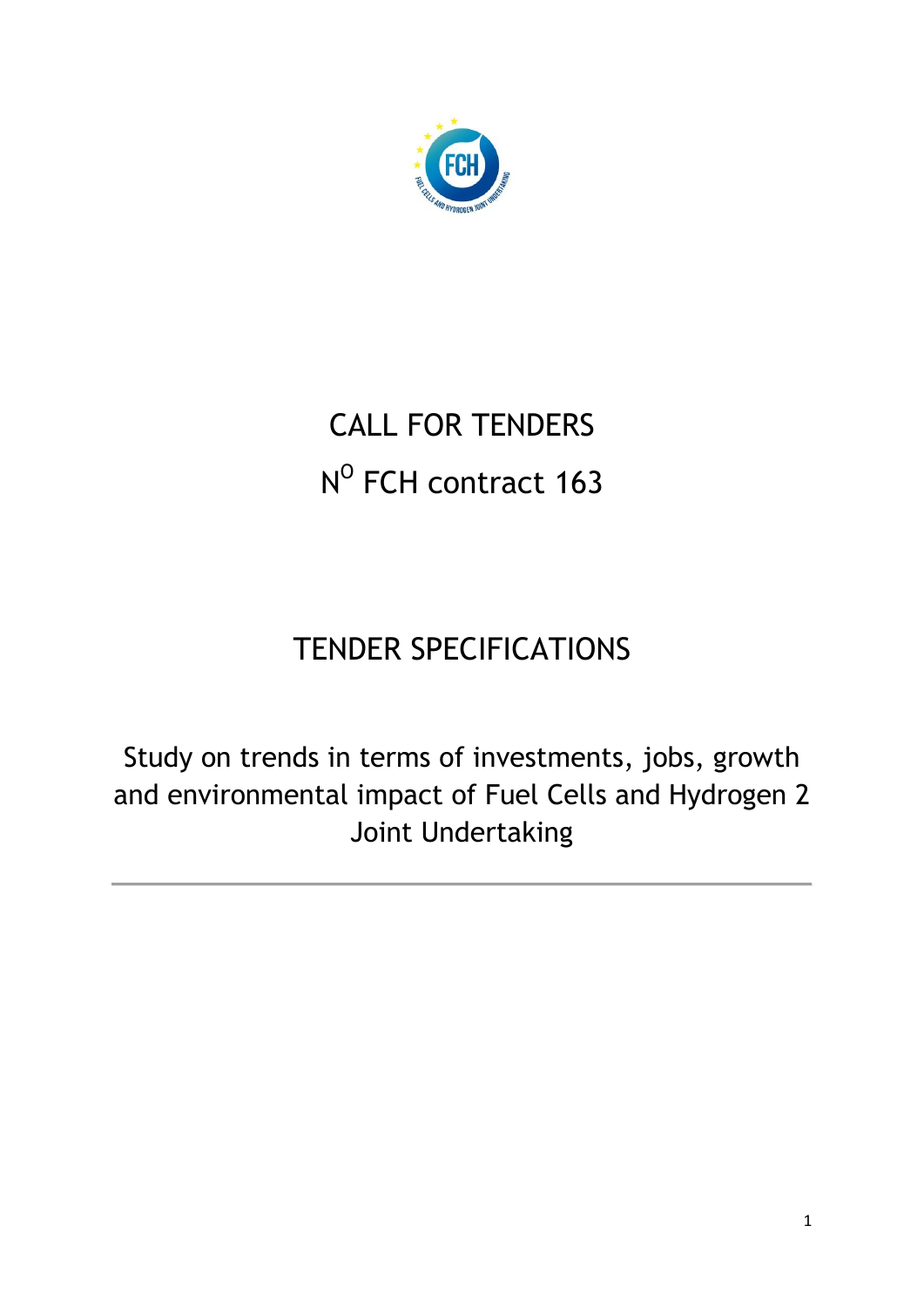# CALL FOR TENDERS

## N$^{O}$ FCH contract 163

## TENDER SPECIFICATIONS

Study on trends in terms of investments, jobs, growth and environmental impact of Fuel Cells and Hydrogen 2 Joint Undertaking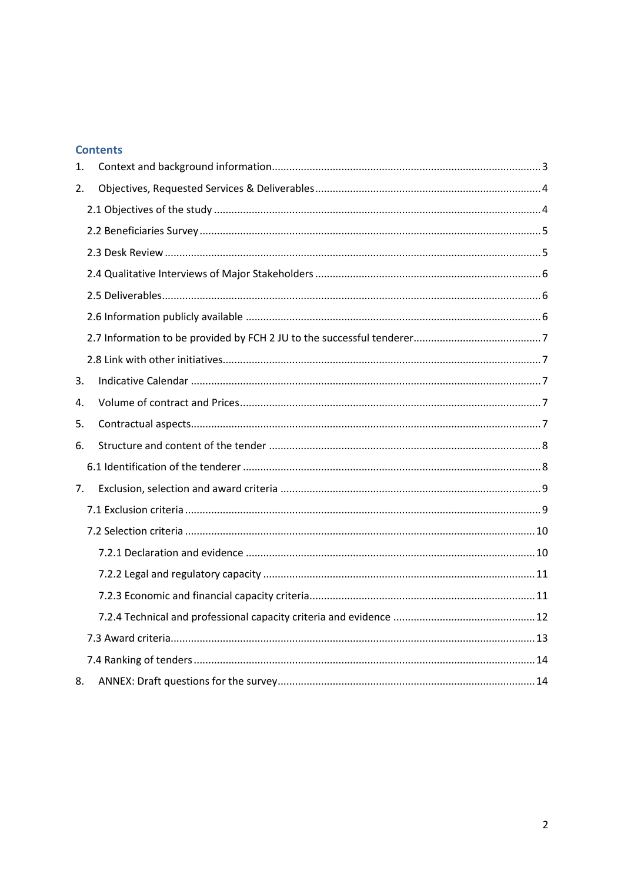## Contents

1. Context and background information ........................................................................................ 3
2. Objectives, Requested Services & Deliverables ........................................................................ 4
   - 2.1 Objectives of the study ...................................................................................................... 4
   - 2.2 Beneficiaries Survey ........................................................................................................... 5
   - 2.3 Desk Review ....................................................................................................................... 5
   - 2.4 Qualitative Interviews of Major Stakeholders ................................................................... 6
   - 2.5 Deliverables ........................................................................................................................ 6
   - 2.6 Information publicly available ............................................................................................ 6
   - 2.7 Information to be provided by FCH 2 JU to the successful tenderer .................................. 7
   - 2.8 Link with other initiatives .................................................................................................... 7
3. Indicative Calendar ...................................................................................................................... 7
4. Volume of contract and Prices ...................................................................................................... 7
5. Contractual aspects ....................................................................................................................... 7
6. Structure and content of the tender ............................................................................................. 8
   - 6.1 Identification of the tenderer ............................................................................................. 8
7. Exclusion, selection and award criteria ......................................................................................... 9
   - 7.1 Exclusion criteria ................................................................................................................. 9
   - 7.2 Selection criteria ................................................................................................................ 10
     - 7.2.1 Declaration and evidence ............................................................................................ 10
     - 7.2.2 Legal and regulatory capacity ...................................................................................... 11
     - 7.2.3 Economic and financial capacity criteria ..................................................................... 11
     - 7.2.4 Technical and professional capacity criteria and evidence ......................................... 12
   - 7.3 Award criteria ..................................................................................................................... 13
   - 7.4 Ranking of tenders ............................................................................................................. 14
8. ANNEX: Draft questions for the survey ........................................................................................ 14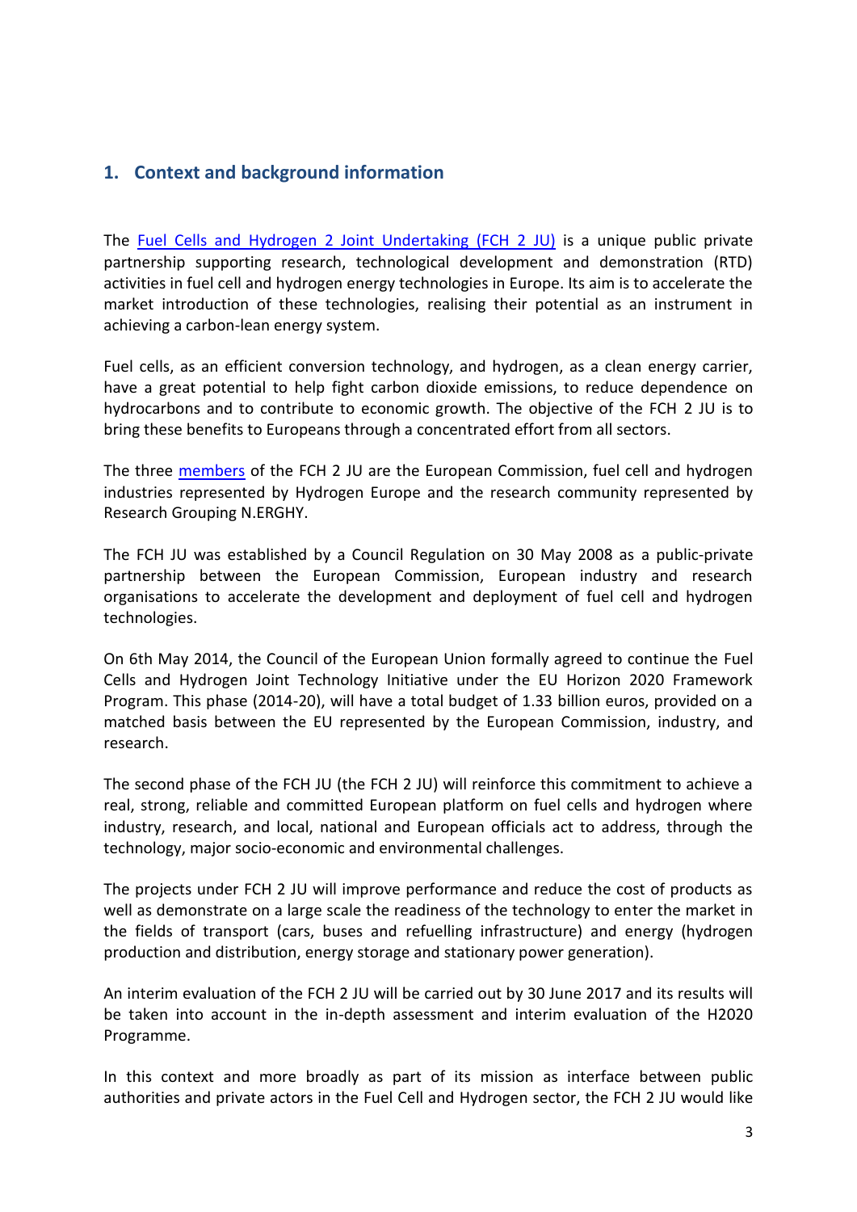## 1. Context and background information

The Fuel Cells and Hydrogen 2 Joint Undertaking (FCH 2 JU) is a unique public private partnership supporting research, technological development and demonstration (RTD) activities in fuel cell and hydrogen energy technologies in Europe. Its aim is to accelerate the market introduction of these technologies, realising their potential as an instrument in achieving a carbon-lean energy system.

Fuel cells, as an efficient conversion technology, and hydrogen, as a clean energy carrier, have a great potential to help fight carbon dioxide emissions, to reduce dependence on hydrocarbons and to contribute to economic growth. The objective of the FCH 2 JU is to bring these benefits to Europeans through a concentrated effort from all sectors.

The three members of the FCH 2 JU are the European Commission, fuel cell and hydrogen industries represented by Hydrogen Europe and the research community represented by Research Grouping N.ERGHY.

The FCH JU was established by a Council Regulation on 30 May 2008 as a public-private partnership between the European Commission, European industry and research organisations to accelerate the development and deployment of fuel cell and hydrogen technologies.

On 6th May 2014, the Council of the European Union formally agreed to continue the Fuel Cells and Hydrogen Joint Technology Initiative under the EU Horizon 2020 Framework Program. This phase (2014-20), will have a total budget of 1.33 billion euros, provided on a matched basis between the EU represented by the European Commission, industry, and research.

The second phase of the FCH JU (the FCH 2 JU) will reinforce this commitment to achieve a real, strong, reliable and committed European platform on fuel cells and hydrogen where industry, research, and local, national and European officials act to address, through the technology, major socio-economic and environmental challenges.

The projects under FCH 2 JU will improve performance and reduce the cost of products as well as demonstrate on a large scale the readiness of the technology to enter the market in the fields of transport (cars, buses and refuelling infrastructure) and energy (hydrogen production and distribution, energy storage and stationary power generation).

An interim evaluation of the FCH 2 JU will be carried out by 30 June 2017 and its results will be taken into account in the in-depth assessment and interim evaluation of the H2020 Programme.

In this context and more broadly as part of its mission as interface between public authorities and private actors in the Fuel Cell and Hydrogen sector, the FCH 2 JU would like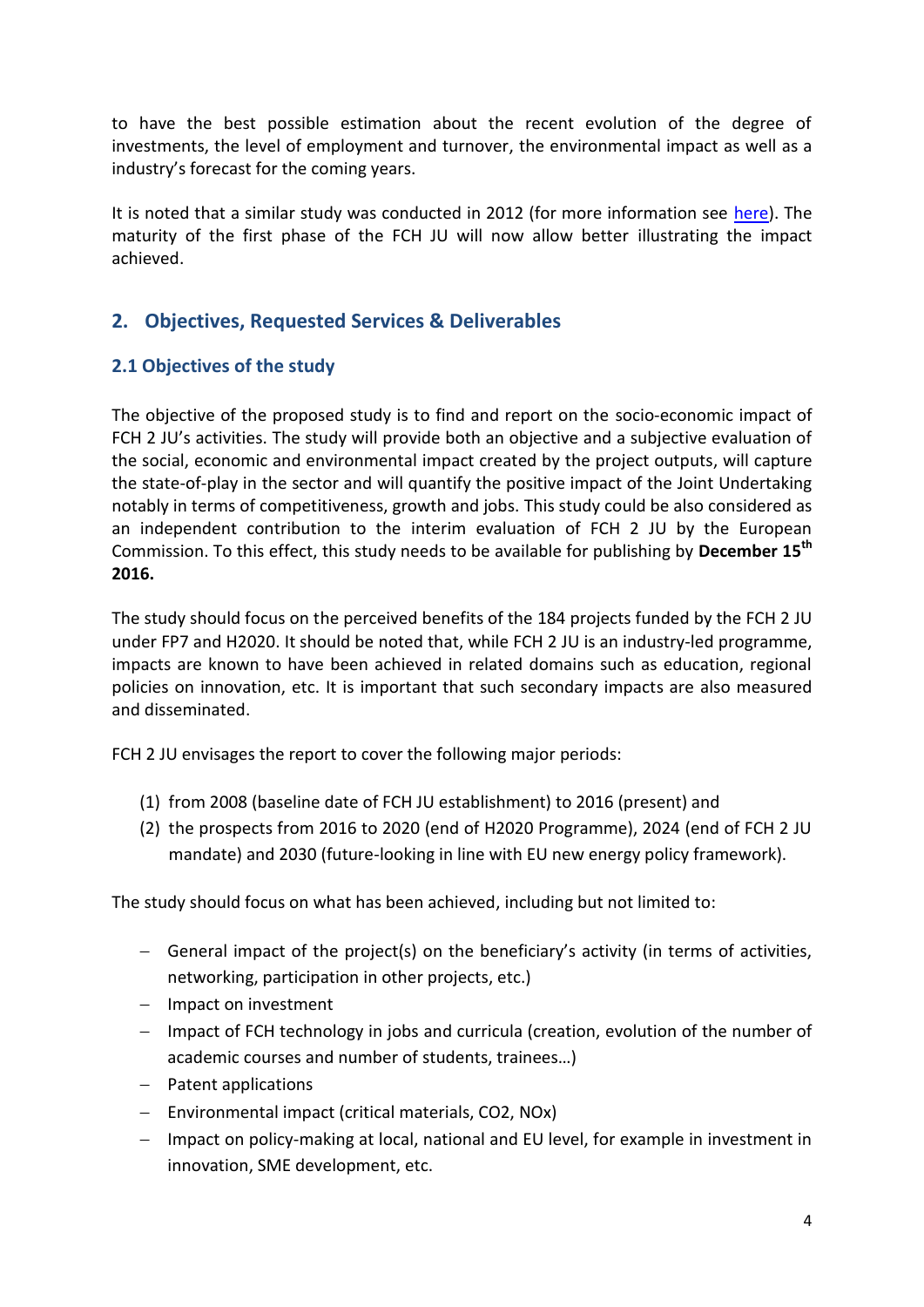to have the best possible estimation about the recent evolution of the degree of investments, the level of employment and turnover, the environmental impact as well as a industry's forecast for the coming years.

It is noted that a similar study was conducted in 2012 (for more information see [here](#)). The maturity of the first phase of the FCH JU will now allow better illustrating the impact achieved.

## 2. Objectives, Requested Services & Deliverables

### 2.1 Objectives of the study

The objective of the proposed study is to find and report on the socio-economic impact of FCH 2 JU's activities. The study will provide both an objective and a subjective evaluation of the social, economic and environmental impact created by the project outputs, will capture the state-of-play in the sector and will quantify the positive impact of the Joint Undertaking notably in terms of competitiveness, growth and jobs. This study could be also considered as an independent contribution to the interim evaluation of FCH 2 JU by the European Commission. To this effect, this study needs to be available for publishing by **December 15th 2016.**

The study should focus on the perceived benefits of the 184 projects funded by the FCH 2 JU under FP7 and H2020. It should be noted that, while FCH 2 JU is an industry-led programme, impacts are known to have been achieved in related domains such as education, regional policies on innovation, etc. It is important that such secondary impacts are also measured and disseminated.

FCH 2 JU envisages the report to cover the following major periods:

(1) from 2008 (baseline date of FCH JU establishment) to 2016 (present) and
(2) the prospects from 2016 to 2020 (end of H2020 Programme), 2024 (end of FCH 2 JU mandate) and 2030 (future-looking in line with EU new energy policy framework).

The study should focus on what has been achieved, including but not limited to:

- General impact of the project(s) on the beneficiary's activity (in terms of activities, networking, participation in other projects, etc.)
- Impact on investment
- Impact of FCH technology in jobs and curricula (creation, evolution of the number of academic courses and number of students, trainees…)
- Patent applications
- Environmental impact (critical materials, $CO_2$, $NO_x$)
- Impact on policy-making at local, national and EU level, for example in investment in innovation, SME development, etc.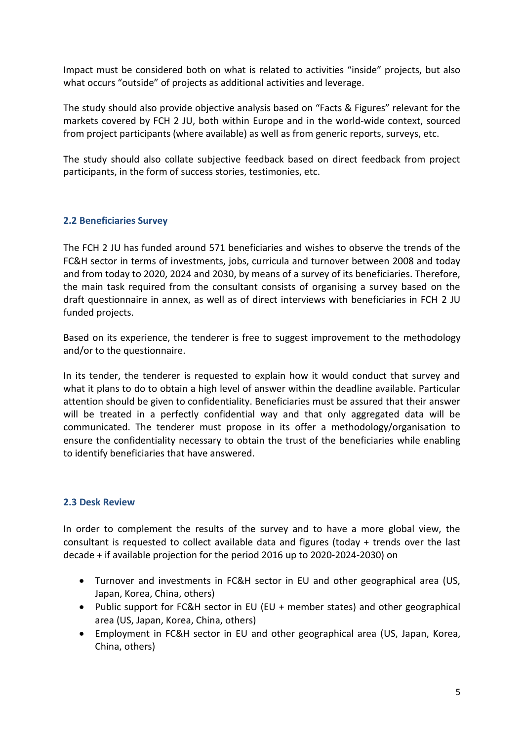Impact must be considered both on what is related to activities "inside" projects, but also what occurs "outside" of projects as additional activities and leverage.

The study should also provide objective analysis based on "Facts & Figures" relevant for the markets covered by FCH 2 JU, both within Europe and in the world-wide context, sourced from project participants (where available) as well as from generic reports, surveys, etc.

The study should also collate subjective feedback based on direct feedback from project participants, in the form of success stories, testimonies, etc.

### 2.2 Beneficiaries Survey

The FCH 2 JU has funded around 571 beneficiaries and wishes to observe the trends of the FC&H sector in terms of investments, jobs, curricula and turnover between 2008 and today and from today to 2020, 2024 and 2030, by means of a survey of its beneficiaries. Therefore, the main task required from the consultant consists of organising a survey based on the draft questionnaire in annex, as well as of direct interviews with beneficiaries in FCH 2 JU funded projects.

Based on its experience, the tenderer is free to suggest improvement to the methodology and/or to the questionnaire.

In its tender, the tenderer is requested to explain how it would conduct that survey and what it plans to do to obtain a high level of answer within the deadline available. Particular attention should be given to confidentiality. Beneficiaries must be assured that their answer will be treated in a perfectly confidential way and that only aggregated data will be communicated. The tenderer must propose in its offer a methodology/organisation to ensure the confidentiality necessary to obtain the trust of the beneficiaries while enabling to identify beneficiaries that have answered.

### 2.3 Desk Review

In order to complement the results of the survey and to have a more global view, the consultant is requested to collect available data and figures (today + trends over the last decade + if available projection for the period 2016 up to 2020-2024-2030) on

- Turnover and investments in FC&H sector in EU and other geographical area (US, Japan, Korea, China, others)
- Public support for FC&H sector in EU (EU + member states) and other geographical area (US, Japan, Korea, China, others)
- Employment in FC&H sector in EU and other geographical area (US, Japan, Korea, China, others)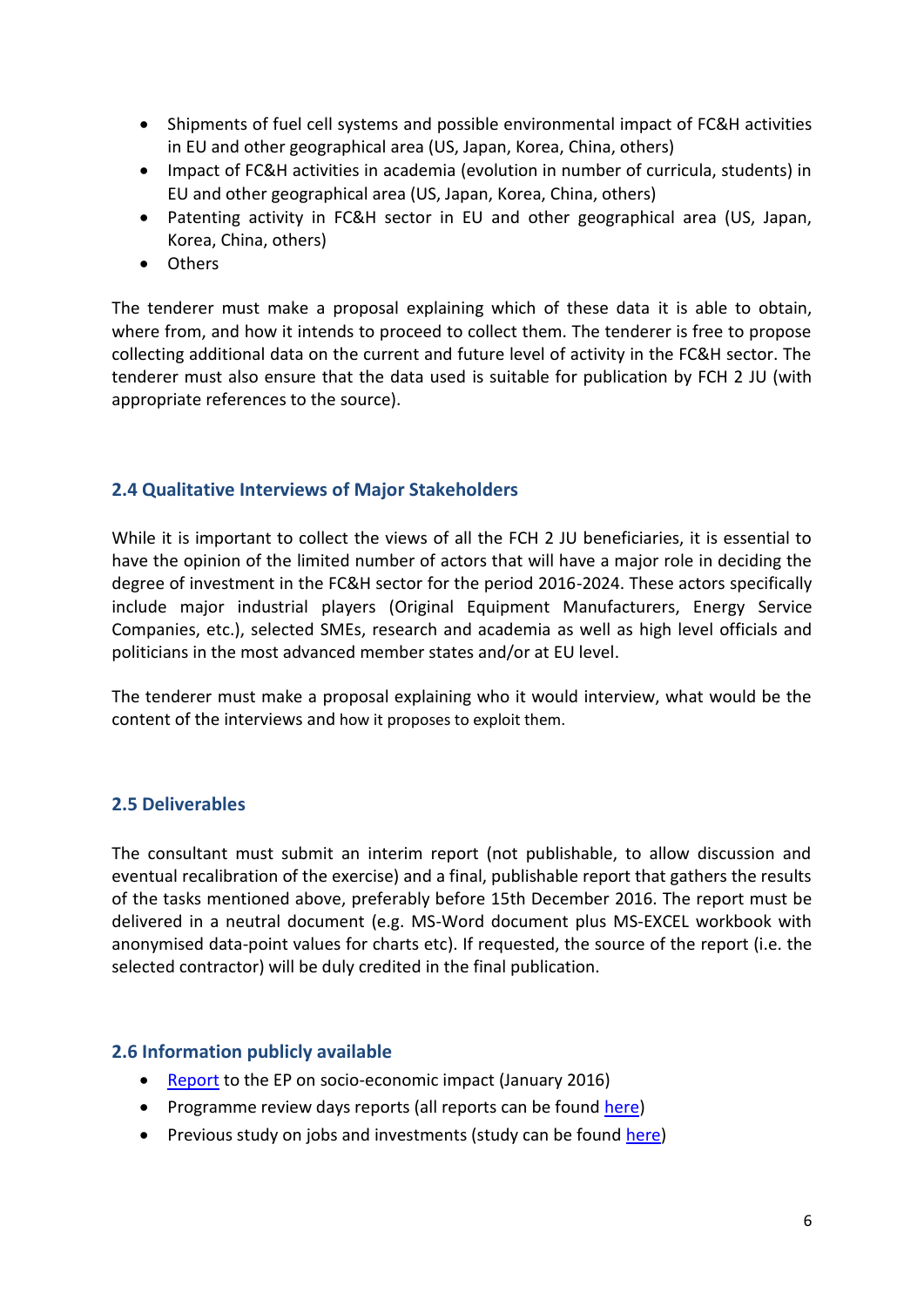- Shipments of fuel cell systems and possible environmental impact of FC&H activities in EU and other geographical area (US, Japan, Korea, China, others)
- Impact of FC&H activities in academia (evolution in number of curricula, students) in EU and other geographical area (US, Japan, Korea, China, others)
- Patenting activity in FC&H sector in EU and other geographical area (US, Japan, Korea, China, others)
- Others

The tenderer must make a proposal explaining which of these data it is able to obtain, where from, and how it intends to proceed to collect them. The tenderer is free to propose collecting additional data on the current and future level of activity in the FC&H sector. The tenderer must also ensure that the data used is suitable for publication by FCH 2 JU (with appropriate references to the source).

## 2.4 Qualitative Interviews of Major Stakeholders

While it is important to collect the views of all the FCH 2 JU beneficiaries, it is essential to have the opinion of the limited number of actors that will have a major role in deciding the degree of investment in the FC&H sector for the period 2016-2024. These actors specifically include major industrial players (Original Equipment Manufacturers, Energy Service Companies, etc.), selected SMEs, research and academia as well as high level officials and politicians in the most advanced member states and/or at EU level.

The tenderer must make a proposal explaining who it would interview, what would be the content of the interviews and how it proposes to exploit them.

## 2.5 Deliverables

The consultant must submit an interim report (not publishable, to allow discussion and eventual recalibration of the exercise) and a final, publishable report that gathers the results of the tasks mentioned above, preferably before 15th December 2016. The report must be delivered in a neutral document (e.g. MS-Word document plus MS-EXCEL workbook with anonymised data-point values for charts etc). If requested, the source of the report (i.e. the selected contractor) will be duly credited in the final publication.

## 2.6 Information publicly available

- Report to the EP on socio-economic impact (January 2016)
- Programme review days reports (all reports can be found here)
- Previous study on jobs and investments (study can be found here)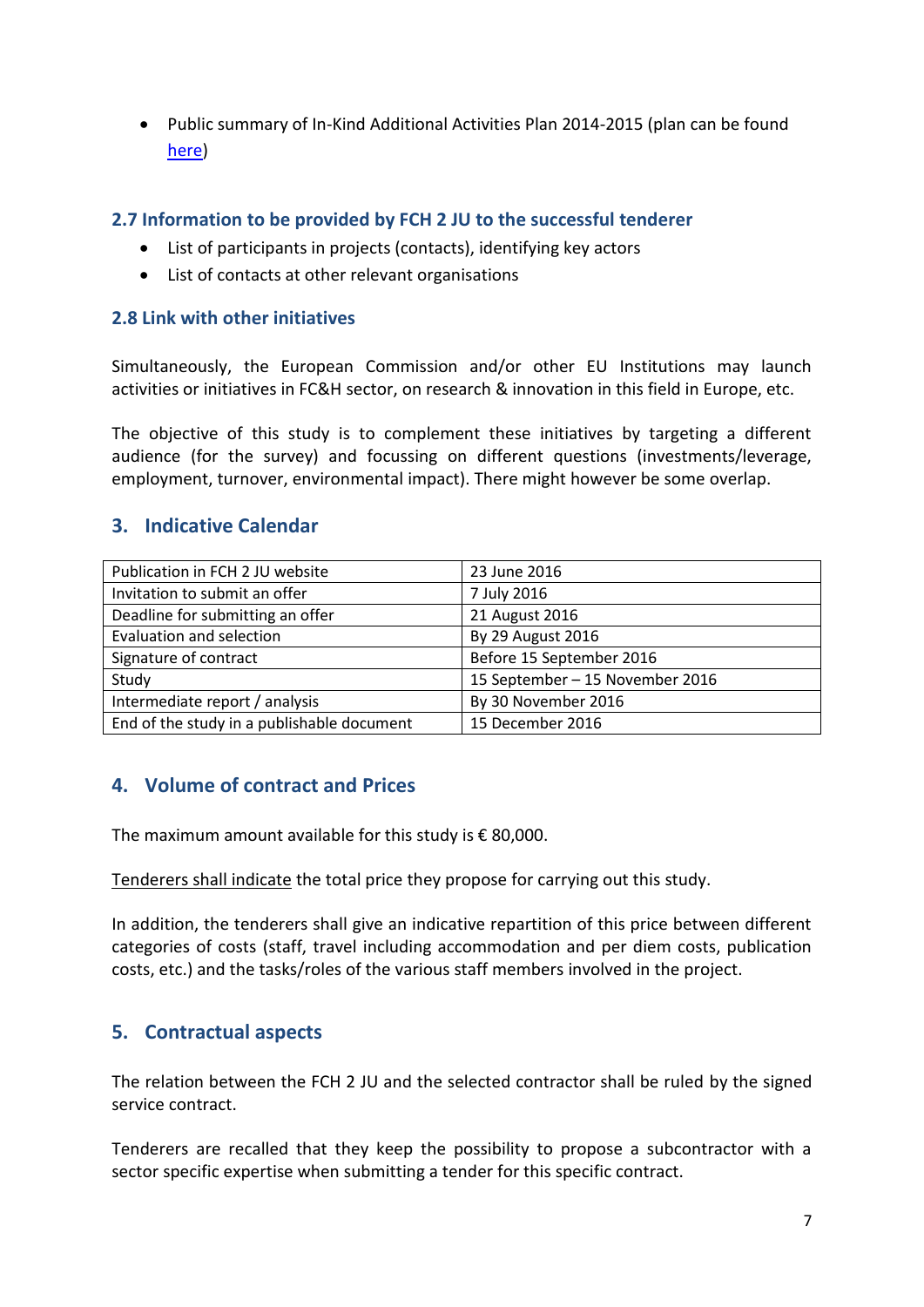- Public summary of In-Kind Additional Activities Plan 2014-2015 (plan can be found here)

### 2.7 Information to be provided by FCH 2 JU to the successful tenderer

- List of participants in projects (contacts), identifying key actors
- List of contacts at other relevant organisations

### 2.8 Link with other initiatives

Simultaneously, the European Commission and/or other EU Institutions may launch activities or initiatives in FC&H sector, on research & innovation in this field in Europe, etc.

The objective of this study is to complement these initiatives by targeting a different audience (for the survey) and focussing on different questions (investments/leverage, employment, turnover, environmental impact). There might however be some overlap.

## 3. Indicative Calendar

| | |
|---|---|
| Publication in FCH 2 JU website | 23 June 2016 |
| Invitation to submit an offer | 7 July 2016 |
| Deadline for submitting an offer | 21 August 2016 |
| Evaluation and selection | By 29 August 2016 |
| Signature of contract | Before 15 September 2016 |
| Study | 15 September – 15 November 2016 |
| Intermediate report / analysis | By 30 November 2016 |
| End of the study in a publishable document | 15 December 2016 |

## 4. Volume of contract and Prices

The maximum amount available for this study is € 80,000.

Tenderers shall indicate the total price they propose for carrying out this study.

In addition, the tenderers shall give an indicative repartition of this price between different categories of costs (staff, travel including accommodation and per diem costs, publication costs, etc.) and the tasks/roles of the various staff members involved in the project.

## 5. Contractual aspects

The relation between the FCH 2 JU and the selected contractor shall be ruled by the signed service contract.

Tenderers are recalled that they keep the possibility to propose a subcontractor with a sector specific expertise when submitting a tender for this specific contract.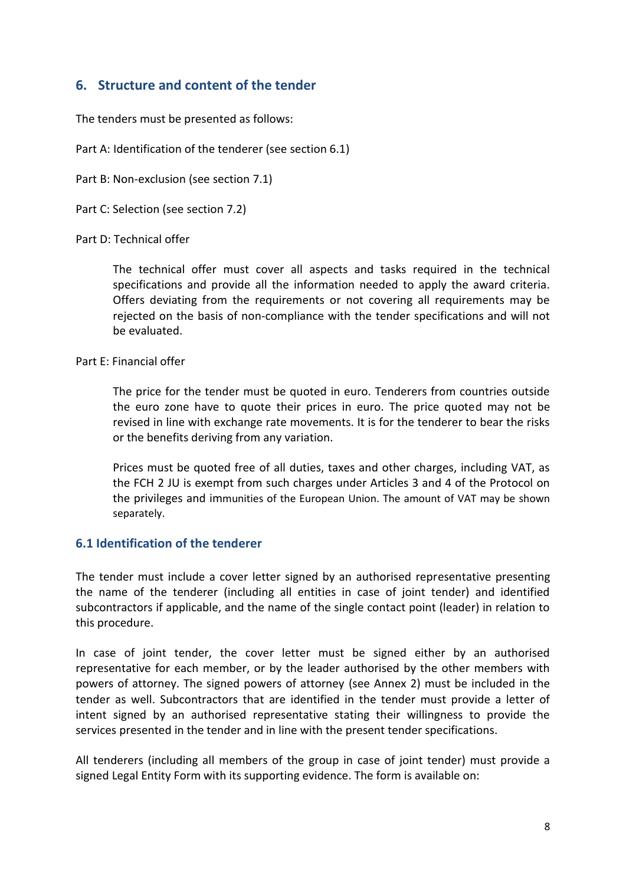## 6. Structure and content of the tender

The tenders must be presented as follows:

Part A: Identification of the tenderer (see section 6.1)

Part B: Non-exclusion (see section 7.1)

Part C: Selection (see section 7.2)

Part D: Technical offer

> The technical offer must cover all aspects and tasks required in the technical specifications and provide all the information needed to apply the award criteria. Offers deviating from the requirements or not covering all requirements may be rejected on the basis of non-compliance with the tender specifications and will not be evaluated.

Part E: Financial offer

> The price for the tender must be quoted in euro. Tenderers from countries outside the euro zone have to quote their prices in euro. The price quoted may not be revised in line with exchange rate movements. It is for the tenderer to bear the risks or the benefits deriving from any variation.
>
> Prices must be quoted free of all duties, taxes and other charges, including VAT, as the FCH 2 JU is exempt from such charges under Articles 3 and 4 of the Protocol on the privileges and immunities of the European Union. The amount of VAT may be shown separately.

### 6.1 Identification of the tenderer

The tender must include a cover letter signed by an authorised representative presenting the name of the tenderer (including all entities in case of joint tender) and identified subcontractors if applicable, and the name of the single contact point (leader) in relation to this procedure.

In case of joint tender, the cover letter must be signed either by an authorised representative for each member, or by the leader authorised by the other members with powers of attorney. The signed powers of attorney (see Annex 2) must be included in the tender as well. Subcontractors that are identified in the tender must provide a letter of intent signed by an authorised representative stating their willingness to provide the services presented in the tender and in line with the present tender specifications.

All tenderers (including all members of the group in case of joint tender) must provide a signed Legal Entity Form with its supporting evidence. The form is available on: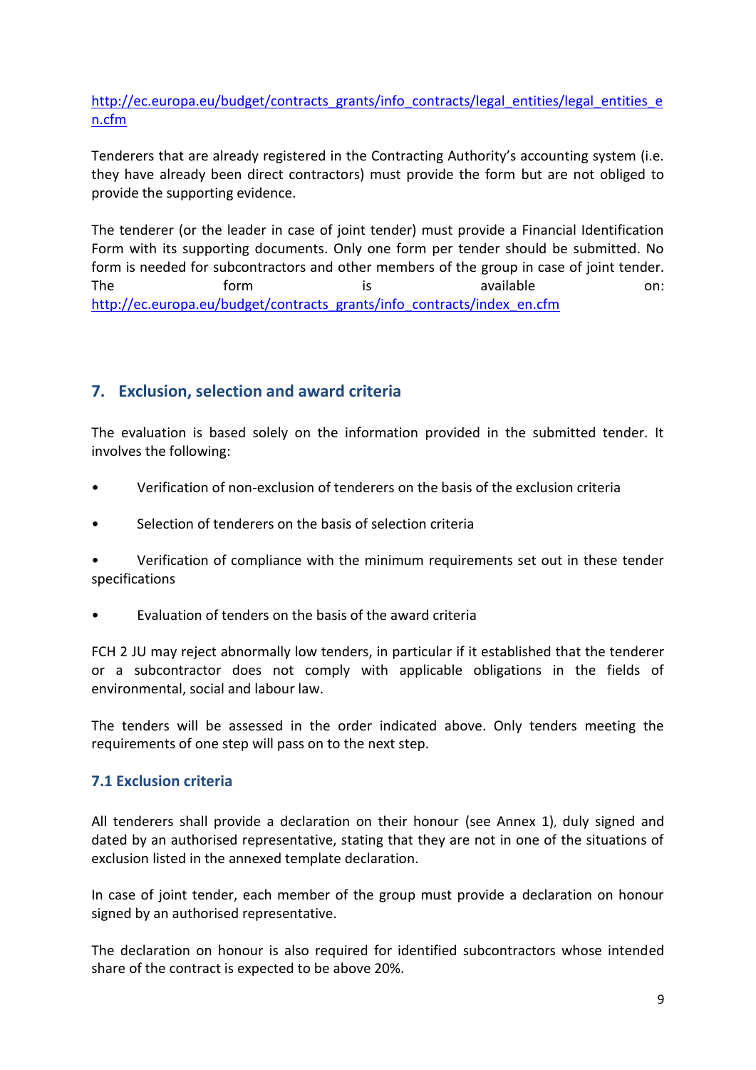http://ec.europa.eu/budget/contracts_grants/info_contracts/legal_entities/legal_entities_en.cfm

Tenderers that are already registered in the Contracting Authority's accounting system (i.e. they have already been direct contractors) must provide the form but are not obliged to provide the supporting evidence.

The tenderer (or the leader in case of joint tender) must provide a Financial Identification Form with its supporting documents. Only one form per tender should be submitted. No form is needed for subcontractors and other members of the group in case of joint tender. The form is available on: http://ec.europa.eu/budget/contracts_grants/info_contracts/index_en.cfm

## 7. Exclusion, selection and award criteria

The evaluation is based solely on the information provided in the submitted tender. It involves the following:

- Verification of non-exclusion of tenderers on the basis of the exclusion criteria
- Selection of tenderers on the basis of selection criteria
- Verification of compliance with the minimum requirements set out in these tender specifications
- Evaluation of tenders on the basis of the award criteria

FCH 2 JU may reject abnormally low tenders, in particular if it established that the tenderer or a subcontractor does not comply with applicable obligations in the fields of environmental, social and labour law.

The tenders will be assessed in the order indicated above. Only tenders meeting the requirements of one step will pass on to the next step.

### 7.1 Exclusion criteria

All tenderers shall provide a declaration on their honour (see Annex 1), duly signed and dated by an authorised representative, stating that they are not in one of the situations of exclusion listed in the annexed template declaration.

In case of joint tender, each member of the group must provide a declaration on honour signed by an authorised representative.

The declaration on honour is also required for identified subcontractors whose intended share of the contract is expected to be above 20%.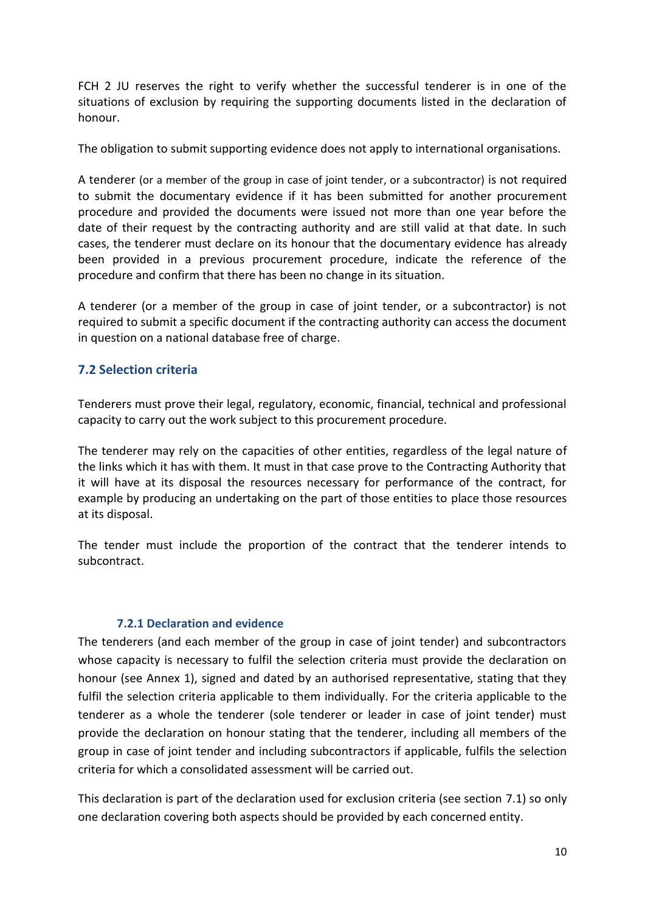FCH 2 JU reserves the right to verify whether the successful tenderer is in one of the situations of exclusion by requiring the supporting documents listed in the declaration of honour.

The obligation to submit supporting evidence does not apply to international organisations.

A tenderer (or a member of the group in case of joint tender, or a subcontractor) is not required to submit the documentary evidence if it has been submitted for another procurement procedure and provided the documents were issued not more than one year before the date of their request by the contracting authority and are still valid at that date. In such cases, the tenderer must declare on its honour that the documentary evidence has already been provided in a previous procurement procedure, indicate the reference of the procedure and confirm that there has been no change in its situation.

A tenderer (or a member of the group in case of joint tender, or a subcontractor) is not required to submit a specific document if the contracting authority can access the document in question on a national database free of charge.

## 7.2 Selection criteria

Tenderers must prove their legal, regulatory, economic, financial, technical and professional capacity to carry out the work subject to this procurement procedure.

The tenderer may rely on the capacities of other entities, regardless of the legal nature of the links which it has with them. It must in that case prove to the Contracting Authority that it will have at its disposal the resources necessary for performance of the contract, for example by producing an undertaking on the part of those entities to place those resources at its disposal.

The tender must include the proportion of the contract that the tenderer intends to subcontract.

### 7.2.1 Declaration and evidence

The tenderers (and each member of the group in case of joint tender) and subcontractors whose capacity is necessary to fulfil the selection criteria must provide the declaration on honour (see Annex 1), signed and dated by an authorised representative, stating that they fulfil the selection criteria applicable to them individually. For the criteria applicable to the tenderer as a whole the tenderer (sole tenderer or leader in case of joint tender) must provide the declaration on honour stating that the tenderer, including all members of the group in case of joint tender and including subcontractors if applicable, fulfils the selection criteria for which a consolidated assessment will be carried out.

This declaration is part of the declaration used for exclusion criteria (see section 7.1) so only one declaration covering both aspects should be provided by each concerned entity.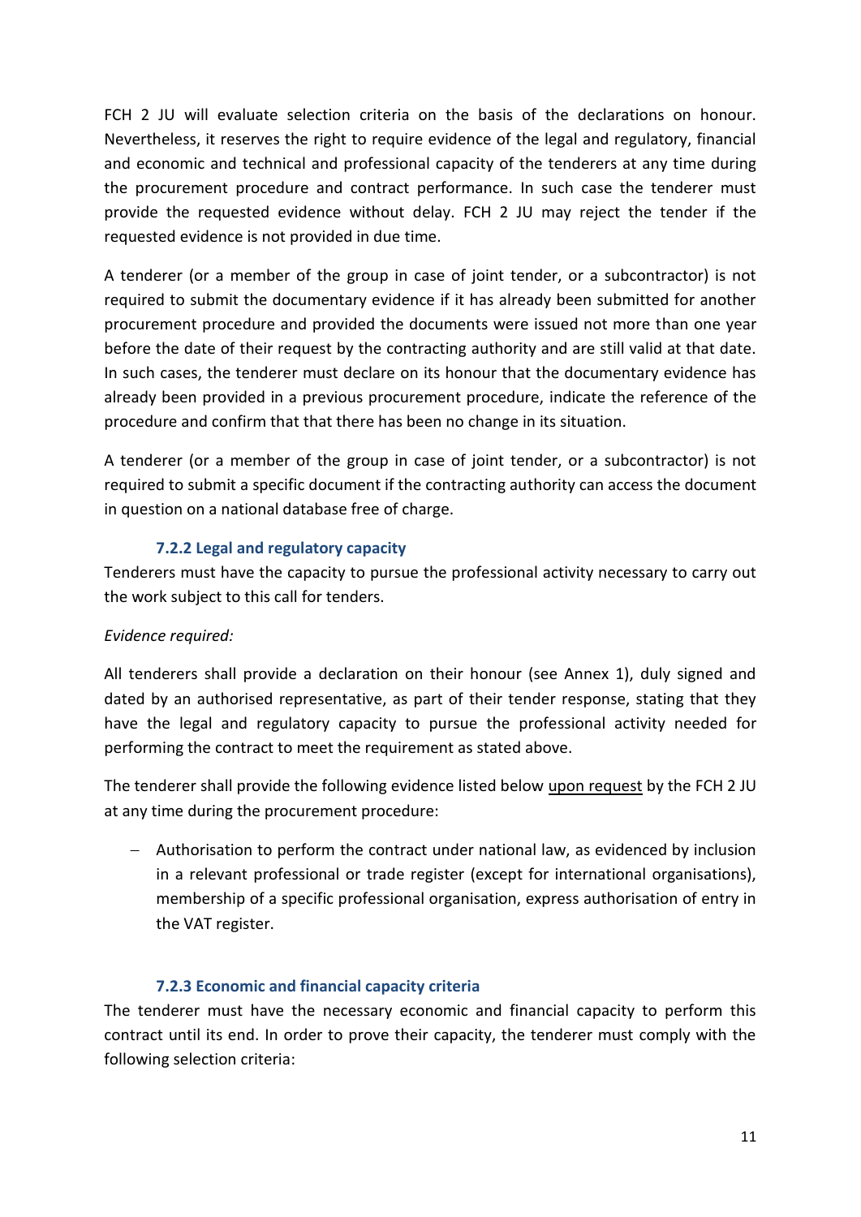FCH 2 JU will evaluate selection criteria on the basis of the declarations on honour. Nevertheless, it reserves the right to require evidence of the legal and regulatory, financial and economic and technical and professional capacity of the tenderers at any time during the procurement procedure and contract performance. In such case the tenderer must provide the requested evidence without delay. FCH 2 JU may reject the tender if the requested evidence is not provided in due time.

A tenderer (or a member of the group in case of joint tender, or a subcontractor) is not required to submit the documentary evidence if it has already been submitted for another procurement procedure and provided the documents were issued not more than one year before the date of their request by the contracting authority and are still valid at that date. In such cases, the tenderer must declare on its honour that the documentary evidence has already been provided in a previous procurement procedure, indicate the reference of the procedure and confirm that that there has been no change in its situation.

A tenderer (or a member of the group in case of joint tender, or a subcontractor) is not required to submit a specific document if the contracting authority can access the document in question on a national database free of charge.

#### 7.2.2 Legal and regulatory capacity

Tenderers must have the capacity to pursue the professional activity necessary to carry out the work subject to this call for tenders.

*Evidence required:*

All tenderers shall provide a declaration on their honour (see Annex 1), duly signed and dated by an authorised representative, as part of their tender response, stating that they have the legal and regulatory capacity to pursue the professional activity needed for performing the contract to meet the requirement as stated above.

The tenderer shall provide the following evidence listed below upon request by the FCH 2 JU at any time during the procurement procedure:

- Authorisation to perform the contract under national law, as evidenced by inclusion in a relevant professional or trade register (except for international organisations), membership of a specific professional organisation, express authorisation of entry in the VAT register.

#### 7.2.3 Economic and financial capacity criteria

The tenderer must have the necessary economic and financial capacity to perform this contract until its end. In order to prove their capacity, the tenderer must comply with the following selection criteria: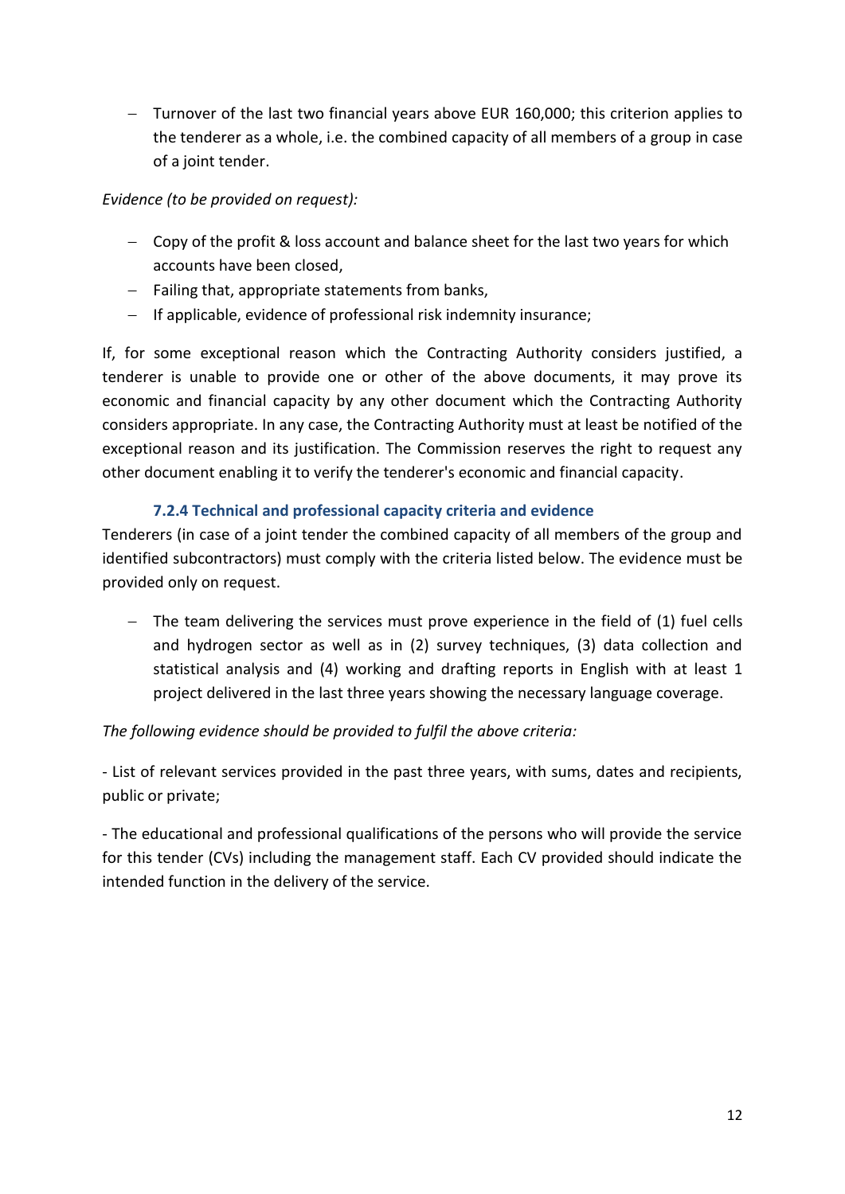- Turnover of the last two financial years above EUR 160,000; this criterion applies to the tenderer as a whole, i.e. the combined capacity of all members of a group in case of a joint tender.

*Evidence (to be provided on request):*

- Copy of the profit & loss account and balance sheet for the last two years for which accounts have been closed,
- Failing that, appropriate statements from banks,
- If applicable, evidence of professional risk indemnity insurance;

If, for some exceptional reason which the Contracting Authority considers justified, a tenderer is unable to provide one or other of the above documents, it may prove its economic and financial capacity by any other document which the Contracting Authority considers appropriate. In any case, the Contracting Authority must at least be notified of the exceptional reason and its justification. The Commission reserves the right to request any other document enabling it to verify the tenderer's economic and financial capacity.

#### 7.2.4 Technical and professional capacity criteria and evidence

Tenderers (in case of a joint tender the combined capacity of all members of the group and identified subcontractors) must comply with the criteria listed below. The evidence must be provided only on request.

- The team delivering the services must prove experience in the field of (1) fuel cells and hydrogen sector as well as in (2) survey techniques, (3) data collection and statistical analysis and (4) working and drafting reports in English with at least 1 project delivered in the last three years showing the necessary language coverage.

*The following evidence should be provided to fulfil the above criteria:*

- List of relevant services provided in the past three years, with sums, dates and recipients, public or private;

- The educational and professional qualifications of the persons who will provide the service for this tender (CVs) including the management staff. Each CV provided should indicate the intended function in the delivery of the service.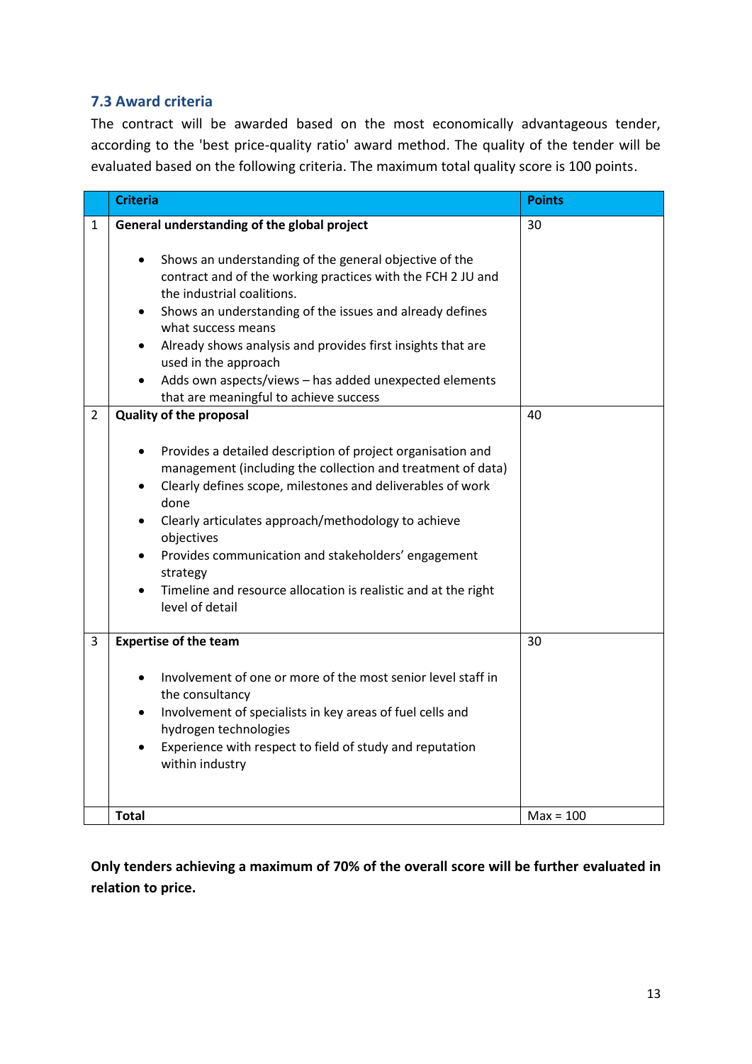### 7.3 Award criteria

The contract will be awarded based on the most economically advantageous tender, according to the 'best price-quality ratio' award method. The quality of the tender will be evaluated based on the following criteria. The maximum total quality score is 100 points.

| | Criteria | Points |
|---|---|---|
| 1 | **General understanding of the global project**<br><br>• Shows an understanding of the general objective of the contract and of the working practices with the FCH 2 JU and the industrial coalitions.<br>• Shows an understanding of the issues and already defines what success means<br>• Already shows analysis and provides first insights that are used in the approach<br>• Adds own aspects/views – has added unexpected elements that are meaningful to achieve success | 30 |
| 2 | **Quality of the proposal**<br><br>• Provides a detailed description of project organisation and management (including the collection and treatment of data)<br>• Clearly defines scope, milestones and deliverables of work done<br>• Clearly articulates approach/methodology to achieve objectives<br>• Provides communication and stakeholders' engagement strategy<br>• Timeline and resource allocation is realistic and at the right level of detail | 40 |
| 3 | **Expertise of the team**<br><br>• Involvement of one or more of the most senior level staff in the consultancy<br>• Involvement of specialists in key areas of fuel cells and hydrogen technologies<br>• Experience with respect to field of study and reputation within industry | 30 |
| | **Total** | Max = 100 |

**Only tenders achieving a maximum of 70% of the overall score will be further evaluated in relation to price.**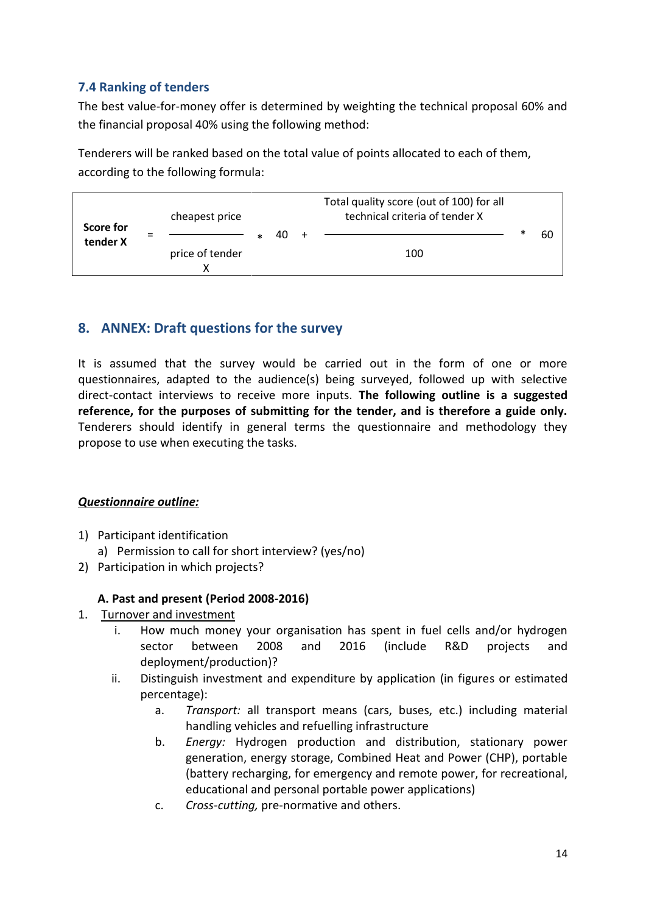### 7.4 Ranking of tenders

The best value-for-money offer is determined by weighting the technical proposal 60% and the financial proposal 40% using the following method:

Tenderers will be ranked based on the total value of points allocated to each of them, according to the following formula:

$$\text{Score for tender X} = \frac{\text{cheapest price}}{\text{price of tender X}} * 40 + \frac{\text{Total quality score (out of 100) for all technical criteria of tender X}}{100} * 60$$

## 8. ANNEX: Draft questions for the survey

It is assumed that the survey would be carried out in the form of one or more questionnaires, adapted to the audience(s) being surveyed, followed up with selective direct-contact interviews to receive more inputs. **The following outline is a suggested reference, for the purposes of submitting for the tender, and is therefore a guide only.** Tenderers should identify in general terms the questionnaire and methodology they propose to use when executing the tasks.

***Questionnaire outline:***

1) Participant identification
   a) Permission to call for short interview? (yes/no)
2) Participation in which projects?

**A. Past and present (Period 2008-2016)**

1. Turnover and investment
   i. How much money your organisation has spent in fuel cells and/or hydrogen sector between 2008 and 2016 (include R&D projects and deployment/production)?
   ii. Distinguish investment and expenditure by application (in figures or estimated percentage):
      a. *Transport:* all transport means (cars, buses, etc.) including material handling vehicles and refuelling infrastructure
      b. *Energy:* Hydrogen production and distribution, stationary power generation, energy storage, Combined Heat and Power (CHP), portable (battery recharging, for emergency and remote power, for recreational, educational and personal portable power applications)
      c. *Cross-cutting,* pre-normative and others.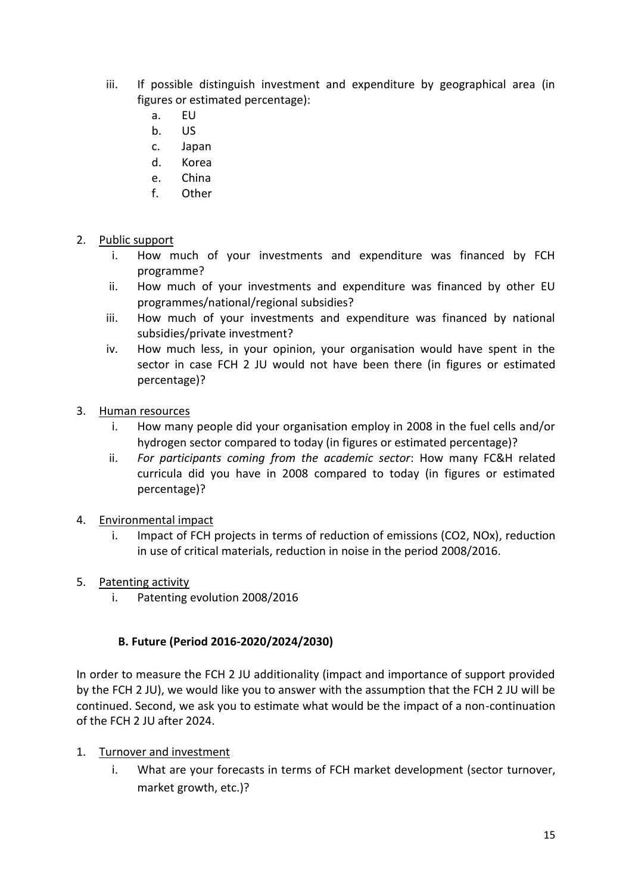iii. If possible distinguish investment and expenditure by geographical area (in figures or estimated percentage):
   a. EU
   b. US
   c. Japan
   d. Korea
   e. China
   f. Other

2. <u>Public support</u>
   i. How much of your investments and expenditure was financed by FCH programme?
   ii. How much of your investments and expenditure was financed by other EU programmes/national/regional subsidies?
   iii. How much of your investments and expenditure was financed by national subsidies/private investment?
   iv. How much less, in your opinion, your organisation would have spent in the sector in case FCH 2 JU would not have been there (in figures or estimated percentage)?

3. <u>Human resources</u>
   i. How many people did your organisation employ in 2008 in the fuel cells and/or hydrogen sector compared to today (in figures or estimated percentage)?
   ii. *For participants coming from the academic sector*: How many FC&H related curricula did you have in 2008 compared to today (in figures or estimated percentage)?

4. <u>Environmental impact</u>
   i. Impact of FCH projects in terms of reduction of emissions ($CO_2$, $NO_x$), reduction in use of critical materials, reduction in noise in the period 2008/2016.

5. <u>Patenting activity</u>
   i. Patenting evolution 2008/2016

### B. Future (Period 2016-2020/2024/2030)

In order to measure the FCH 2 JU additionality (impact and importance of support provided by the FCH 2 JU), we would like you to answer with the assumption that the FCH 2 JU will be continued. Second, we ask you to estimate what would be the impact of a non-continuation of the FCH 2 JU after 2024.

1. <u>Turnover and investment</u>
   i. What are your forecasts in terms of FCH market development (sector turnover, market growth, etc.)?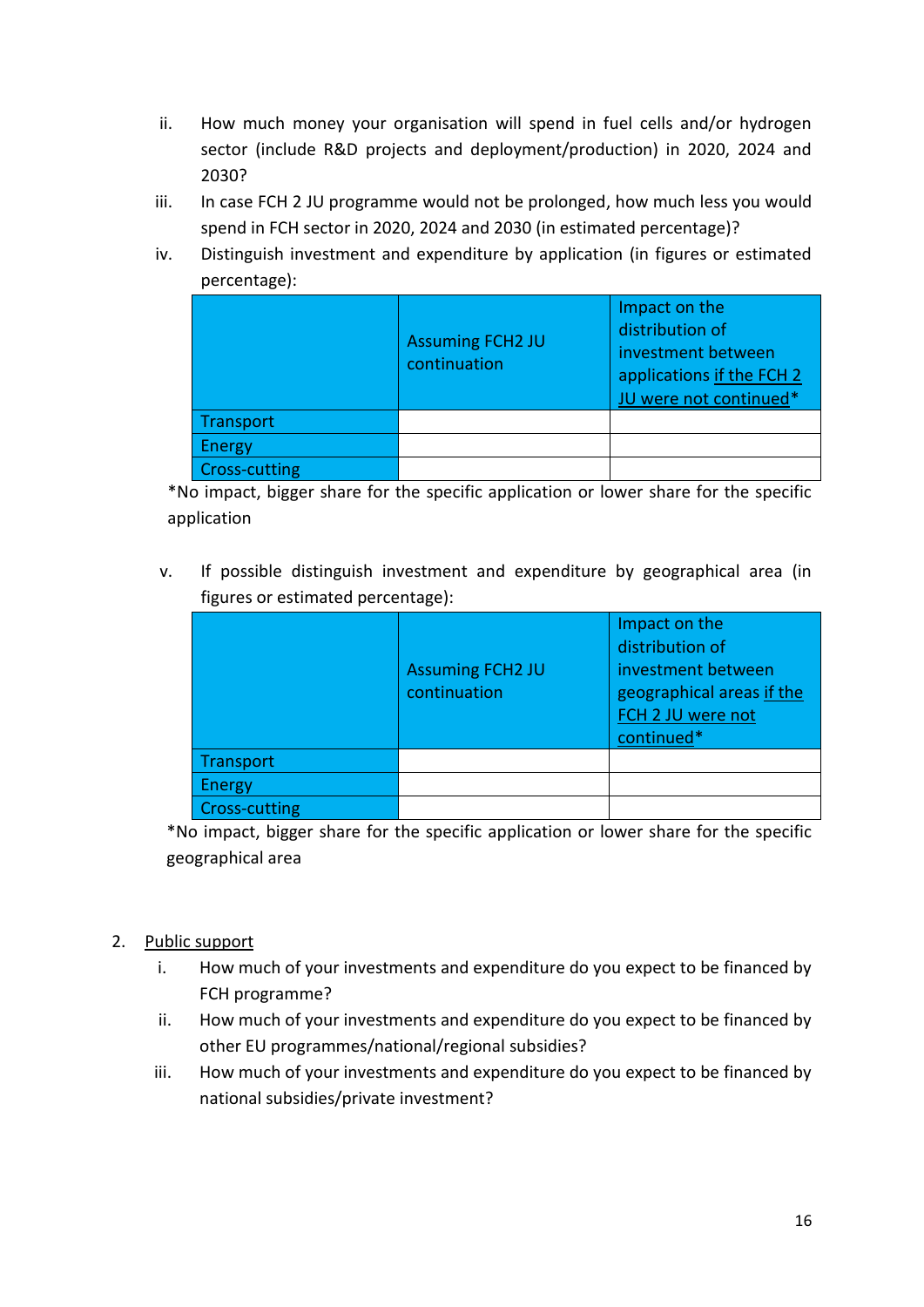ii. How much money your organisation will spend in fuel cells and/or hydrogen sector (include R&D projects and deployment/production) in 2020, 2024 and 2030?

iii. In case FCH 2 JU programme would not be prolonged, how much less you would spend in FCH sector in 2020, 2024 and 2030 (in estimated percentage)?

iv. Distinguish investment and expenditure by application (in figures or estimated percentage):

| | Assuming FCH2 JU continuation | Impact on the distribution of investment between applications <u>if the FCH 2 JU were not continued</u>* |
|---|---|---|
| Transport | | |
| Energy | | |
| Cross-cutting | | |

*No impact, bigger share for the specific application or lower share for the specific application

v. If possible distinguish investment and expenditure by geographical area (in figures or estimated percentage):

| | Assuming FCH2 JU continuation | Impact on the distribution of investment between geographical areas <u>if the FCH 2 JU were not continued</u>* |
|---|---|---|
| Transport | | |
| Energy | | |
| Cross-cutting | | |

*No impact, bigger share for the specific application or lower share for the specific geographical area

2. <u>Public support</u>

i. How much of your investments and expenditure do you expect to be financed by FCH programme?

ii. How much of your investments and expenditure do you expect to be financed by other EU programmes/national/regional subsidies?

iii. How much of your investments and expenditure do you expect to be financed by national subsidies/private investment?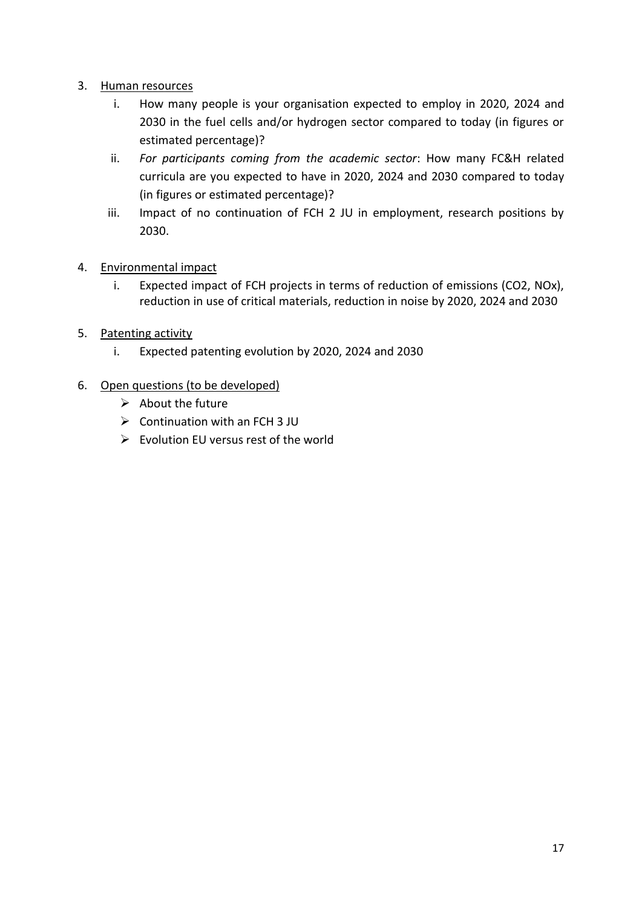3. <u>Human resources</u>
    i. How many people is your organisation expected to employ in 2020, 2024 and 2030 in the fuel cells and/or hydrogen sector compared to today (in figures or estimated percentage)?
    ii. *For participants coming from the academic sector*: How many FC&H related curricula are you expected to have in 2020, 2024 and 2030 compared to today (in figures or estimated percentage)?
    iii. Impact of no continuation of FCH 2 JU in employment, research positions by 2030.

4. <u>Environmental impact</u>
    i. Expected impact of FCH projects in terms of reduction of emissions ($CO_2$, $NO_x$), reduction in use of critical materials, reduction in noise by 2020, 2024 and 2030

5. <u>Patenting activity</u>
    i. Expected patenting evolution by 2020, 2024 and 2030

6. <u>Open questions (to be developed)</u>
    - About the future
    - Continuation with an FCH 3 JU
    - Evolution EU versus rest of the world